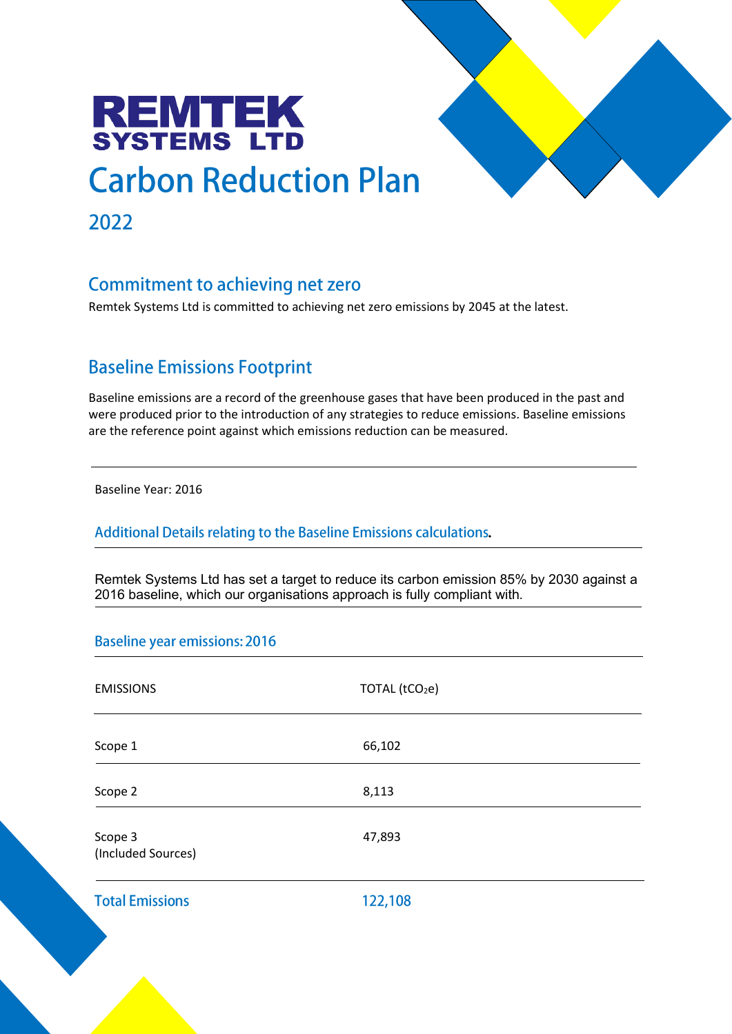# REMTEK SYSTEMS LTD

# Carbon Reduction Plan

## 2022

## Commitment to achieving net zero

Remtek Systems Ltd is committed to achieving net zero emissions by 2045 at the latest.

## Baseline Emissions Footprint

Baseline emissions are a record of the greenhouse gases that have been produced in the past and were produced prior to the introduction of any strategies to reduce emissions. Baseline emissions are the reference point against which emissions reduction can be measured.

Baseline Year: 2016

### Additional Details relating to the Baseline Emissions calculations.

Remtek Systems Ltd has set a target to reduce its carbon emission 85% by 2030 against a 2016 baseline, which our organisations approach is fully compliant with.

### Baseline year emissions: 2016

| EMISSIONS | TOTAL ($tCO_2e$) |
|---|---|
| Scope 1 | 66,102 |
| Scope 2 | 8,113 |
| Scope 3 (Included Sources) | 47,893 |
| **Total Emissions** | **122,108** |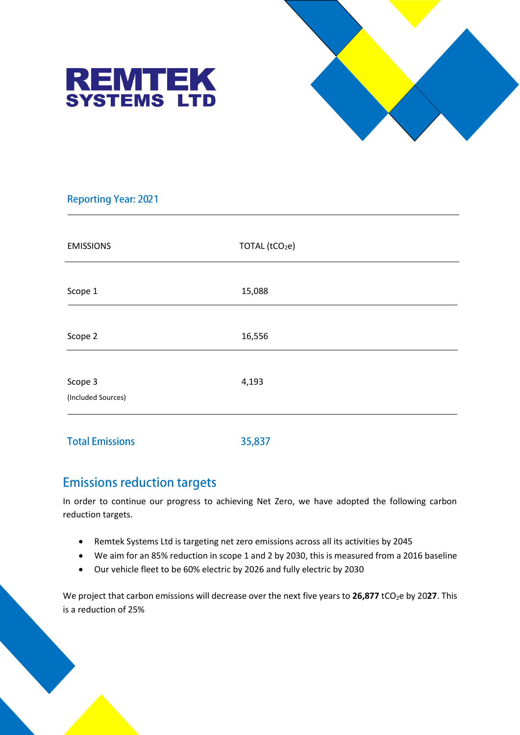# REMTEK SYSTEMS LTD

## Reporting Year: 2021

| EMISSIONS | TOTAL ($tCO_2e$) |
| --- | --- |
| Scope 1 | 15,088 |
| Scope 2 | 16,556 |
| Scope 3 (Included Sources) | 4,193 |
| **Total Emissions** | **35,837** |

## Emissions reduction targets

In order to continue our progress to achieving Net Zero, we have adopted the following carbon reduction targets.

- Remtek Systems Ltd is targeting net zero emissions across all its activities by 2045
- We aim for an 85% reduction in scope 1 and 2 by 2030, this is measured from a 2016 baseline
- Our vehicle fleet to be 60% electric by 2026 and fully electric by 2030

We project that carbon emissions will decrease over the next five years to **26,877** $tCO_2e$ by 20**27**. This is a reduction of 25%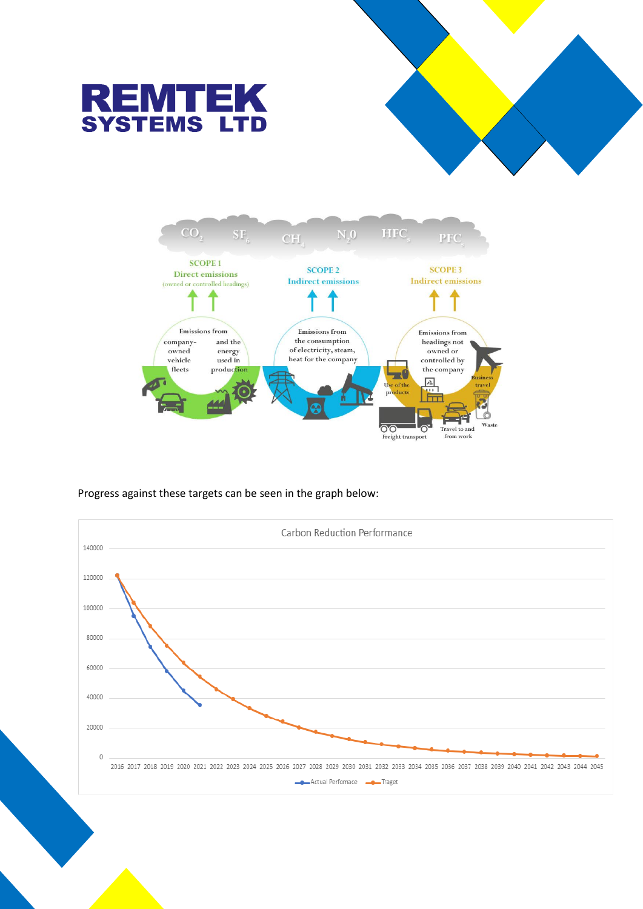# REMTEK SYSTEMS LTD

Progress against these targets can be seen in the graph below: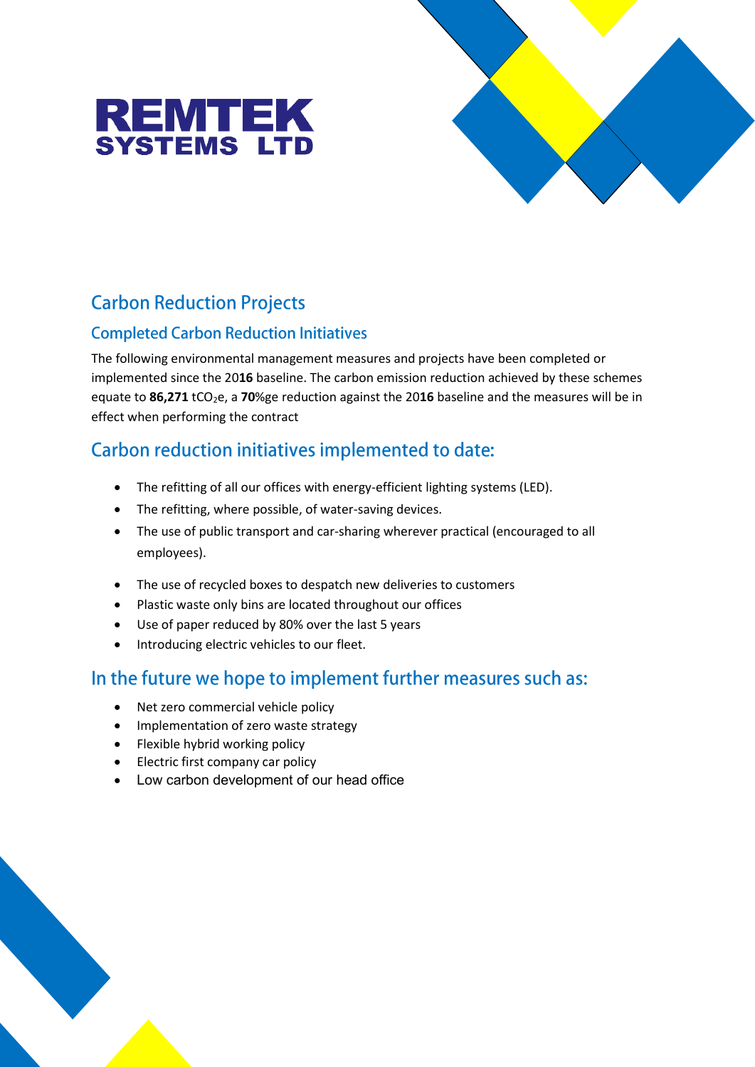**REMTEK SYSTEMS LTD**

# Carbon Reduction Projects

## Completed Carbon Reduction Initiatives

The following environmental management measures and projects have been completed or implemented since the 20**16** baseline. The carbon emission reduction achieved by these schemes equate to **86,271** $tCO_2e$, a **70**%ge reduction against the 20**16** baseline and the measures will be in effect when performing the contract

## Carbon reduction initiatives implemented to date:

- The refitting of all our offices with energy-efficient lighting systems (LED).
- The refitting, where possible, of water-saving devices.
- The use of public transport and car-sharing wherever practical (encouraged to all employees).
- The use of recycled boxes to despatch new deliveries to customers
- Plastic waste only bins are located throughout our offices
- Use of paper reduced by 80% over the last 5 years
- Introducing electric vehicles to our fleet.

## In the future we hope to implement further measures such as:

- Net zero commercial vehicle policy
- Implementation of zero waste strategy
- Flexible hybrid working policy
- Electric first company car policy
- Low carbon development of our head office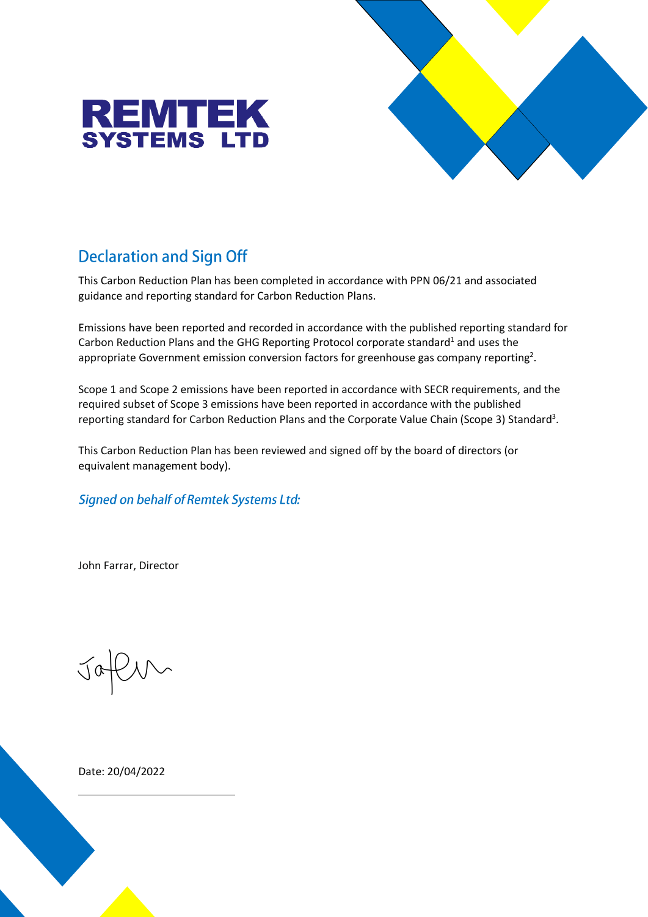REMTEK SYSTEMS LTD

## Declaration and Sign Off

This Carbon Reduction Plan has been completed in accordance with PPN 06/21 and associated guidance and reporting standard for Carbon Reduction Plans.

Emissions have been reported and recorded in accordance with the published reporting standard for Carbon Reduction Plans and the GHG Reporting Protocol corporate standard[1] and uses the appropriate Government emission conversion factors for greenhouse gas company reporting[2].

Scope 1 and Scope 2 emissions have been reported in accordance with SECR requirements, and the required subset of Scope 3 emissions have been reported in accordance with the published reporting standard for Carbon Reduction Plans and the Corporate Value Chain (Scope 3) Standard[3].

This Carbon Reduction Plan has been reviewed and signed off by the board of directors (or equivalent management body).

*Signed on behalf of Remtek Systems Ltd:*

John Farrar, Director

Date: 20/04/2022